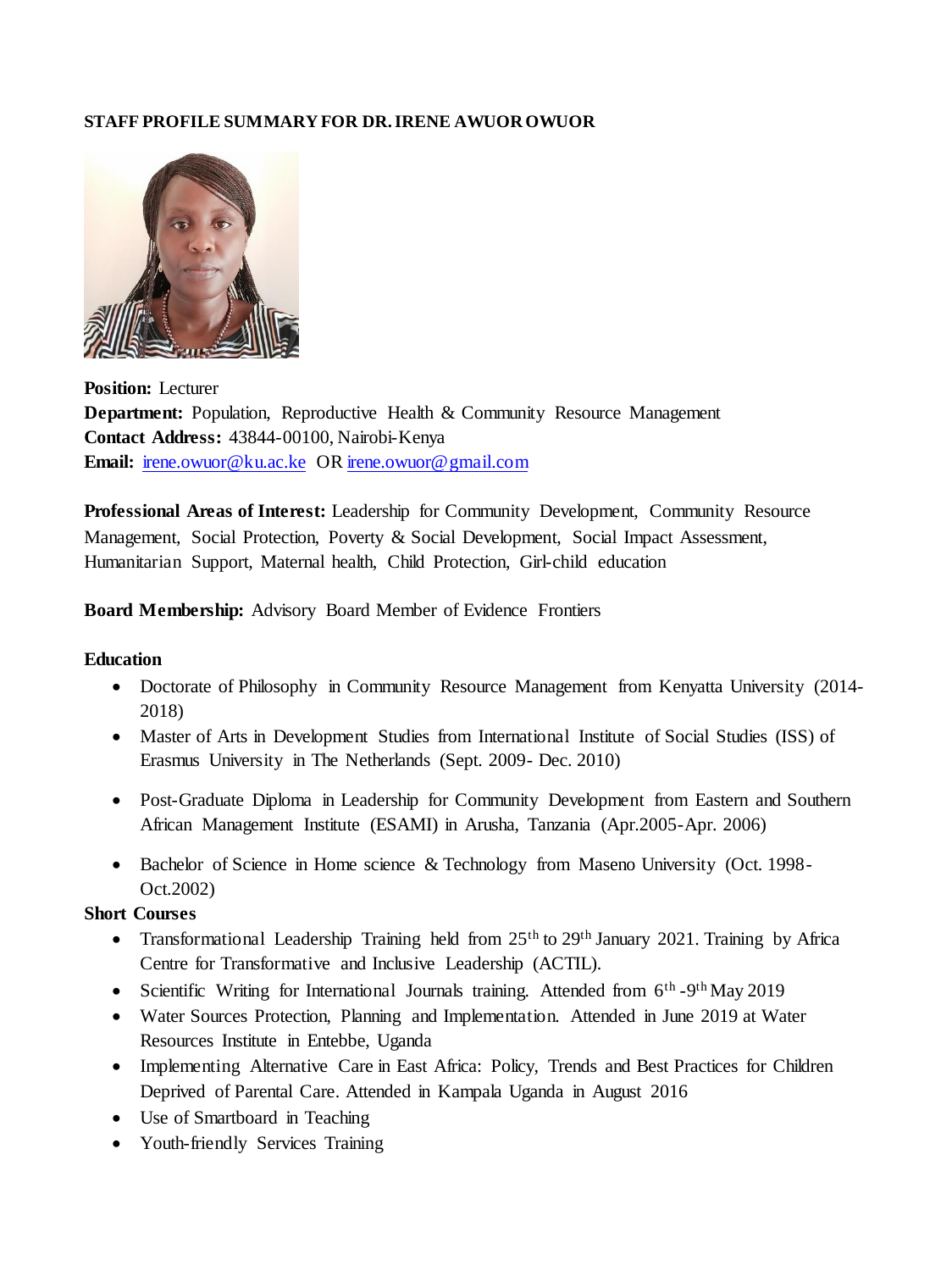**STAFF PROFILE SUMMARY FOR DR. IRENE AWUOR OWUOR**

**Position:** Lecturer
**Department:** Population, Reproductive Health & Community Resource Management
**Contact Address:** 43844-00100, Nairobi-Kenya
**Email:** irene.owuor@ku.ac.ke OR irene.owuor@gmail.com

**Professional Areas of Interest:** Leadership for Community Development, Community Resource Management, Social Protection, Poverty & Social Development, Social Impact Assessment, Humanitarian Support, Maternal health, Child Protection, Girl-child education

**Board Membership:** Advisory Board Member of Evidence Frontiers

**Education**

- Doctorate of Philosophy in Community Resource Management from Kenyatta University (2014-2018)
- Master of Arts in Development Studies from International Institute of Social Studies (ISS) of Erasmus University in The Netherlands (Sept. 2009- Dec. 2010)
- Post-Graduate Diploma in Leadership for Community Development from Eastern and Southern African Management Institute (ESAMI) in Arusha, Tanzania (Apr.2005-Apr. 2006)
- Bachelor of Science in Home science & Technology from Maseno University (Oct. 1998-Oct.2002)

**Short Courses**

- Transformational Leadership Training held from 25th to 29th January 2021. Training by Africa Centre for Transformative and Inclusive Leadership (ACTIL).
- Scientific Writing for International Journals training. Attended from 6th -9th May 2019
- Water Sources Protection, Planning and Implementation. Attended in June 2019 at Water Resources Institute in Entebbe, Uganda
- Implementing Alternative Care in East Africa: Policy, Trends and Best Practices for Children Deprived of Parental Care. Attended in Kampala Uganda in August 2016
- Use of Smartboard in Teaching
- Youth-friendly Services Training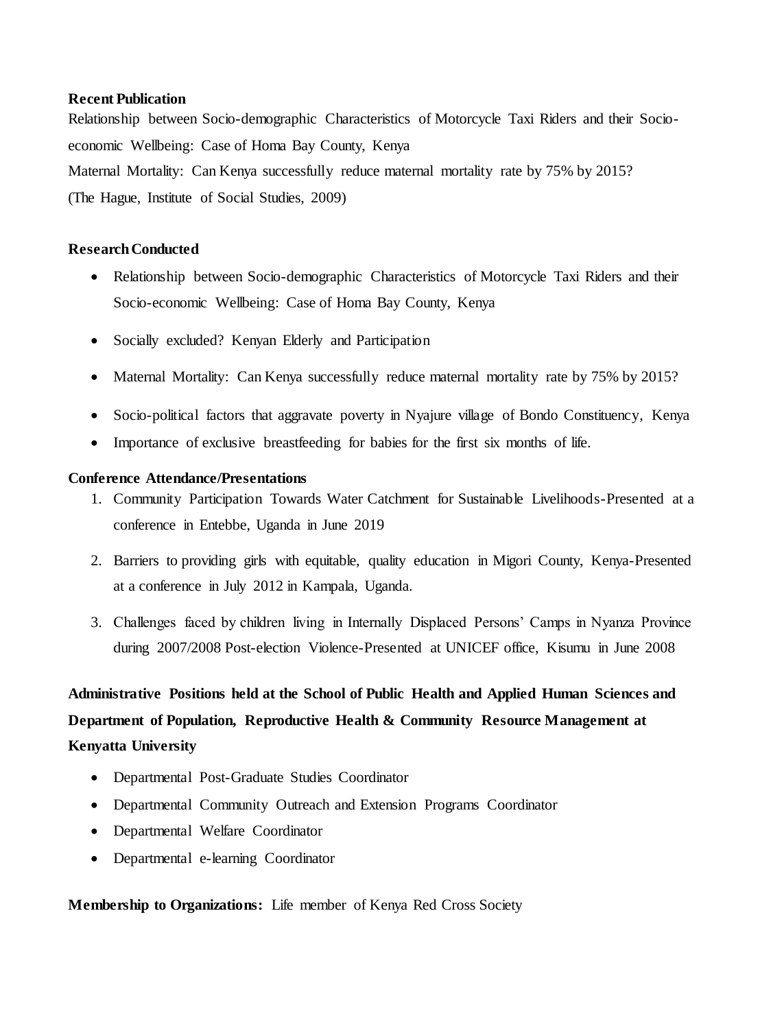**Recent Publication**

Relationship between Socio-demographic Characteristics of Motorcycle Taxi Riders and their Socio-economic Wellbeing: Case of Homa Bay County, Kenya

Maternal Mortality: Can Kenya successfully reduce maternal mortality rate by 75% by 2015?

(The Hague, Institute of Social Studies, 2009)

**Research Conducted**

- Relationship between Socio-demographic Characteristics of Motorcycle Taxi Riders and their Socio-economic Wellbeing: Case of Homa Bay County, Kenya
- Socially excluded? Kenyan Elderly and Participation
- Maternal Mortality: Can Kenya successfully reduce maternal mortality rate by 75% by 2015?
- Socio-political factors that aggravate poverty in Nyajure village of Bondo Constituency, Kenya
- Importance of exclusive breastfeeding for babies for the first six months of life.

**Conference Attendance/Presentations**

1. Community Participation Towards Water Catchment for Sustainable Livelihoods-Presented at a conference in Entebbe, Uganda in June 2019
2. Barriers to providing girls with equitable, quality education in Migori County, Kenya-Presented at a conference in July 2012 in Kampala, Uganda.
3. Challenges faced by children living in Internally Displaced Persons' Camps in Nyanza Province during 2007/2008 Post-election Violence-Presented at UNICEF office, Kisumu in June 2008

**Administrative Positions held at the School of Public Health and Applied Human Sciences and Department of Population, Reproductive Health & Community Resource Management at Kenyatta University**

- Departmental Post-Graduate Studies Coordinator
- Departmental Community Outreach and Extension Programs Coordinator
- Departmental Welfare Coordinator
- Departmental e-learning Coordinator

**Membership to Organizations:** Life member of Kenya Red Cross Society